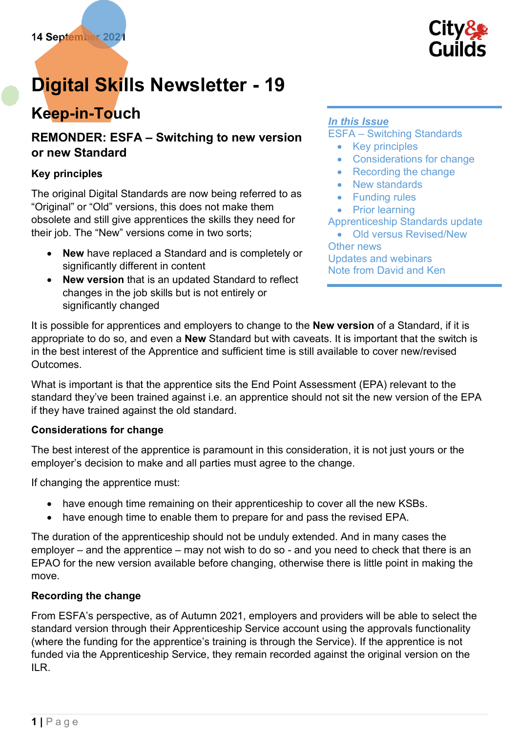14 September 2021

# Digital Skills Newsletter - 19

## Keep-in-Touch

***In this Issue***

ESFA – Switching Standards
- Key principles
- Considerations for change
- Recording the change
- New standards
- Funding rules
- Prior learning

Apprenticeship Standards update
- Old versus Revised/New

Other news
Updates and webinars
Note from David and Ken

### REMONDER: ESFA – Switching to new version or new Standard

**Key principles**

The original Digital Standards are now being referred to as “Original” or “Old” versions, this does not make them obsolete and still give apprentices the skills they need for their job. The “New” versions come in two sorts;

- **New** have replaced a Standard and is completely or significantly different in content
- **New version** that is an updated Standard to reflect changes in the job skills but is not entirely or significantly changed

It is possible for apprentices and employers to change to the **New version** of a Standard, if it is appropriate to do so, and even a **New** Standard but with caveats. It is important that the switch is in the best interest of the Apprentice and sufficient time is still available to cover new/revised Outcomes.

What is important is that the apprentice sits the End Point Assessment (EPA) relevant to the standard they’ve been trained against i.e. an apprentice should not sit the new version of the EPA if they have trained against the old standard.

**Considerations for change**

The best interest of the apprentice is paramount in this consideration, it is not just yours or the employer’s decision to make and all parties must agree to the change.

If changing the apprentice must:

- have enough time remaining on their apprenticeship to cover all the new KSBs.
- have enough time to enable them to prepare for and pass the revised EPA.

The duration of the apprenticeship should not be unduly extended. And in many cases the employer – and the apprentice – may not wish to do so - and you need to check that there is an EPAO for the new version available before changing, otherwise there is little point in making the move.

**Recording the change**

From ESFA’s perspective, as of Autumn 2021, employers and providers will be able to select the standard version through their Apprenticeship Service account using the approvals functionality (where the funding for the apprentice’s training is through the Service). If the apprentice is not funded via the Apprenticeship Service, they remain recorded against the original version on the ILR.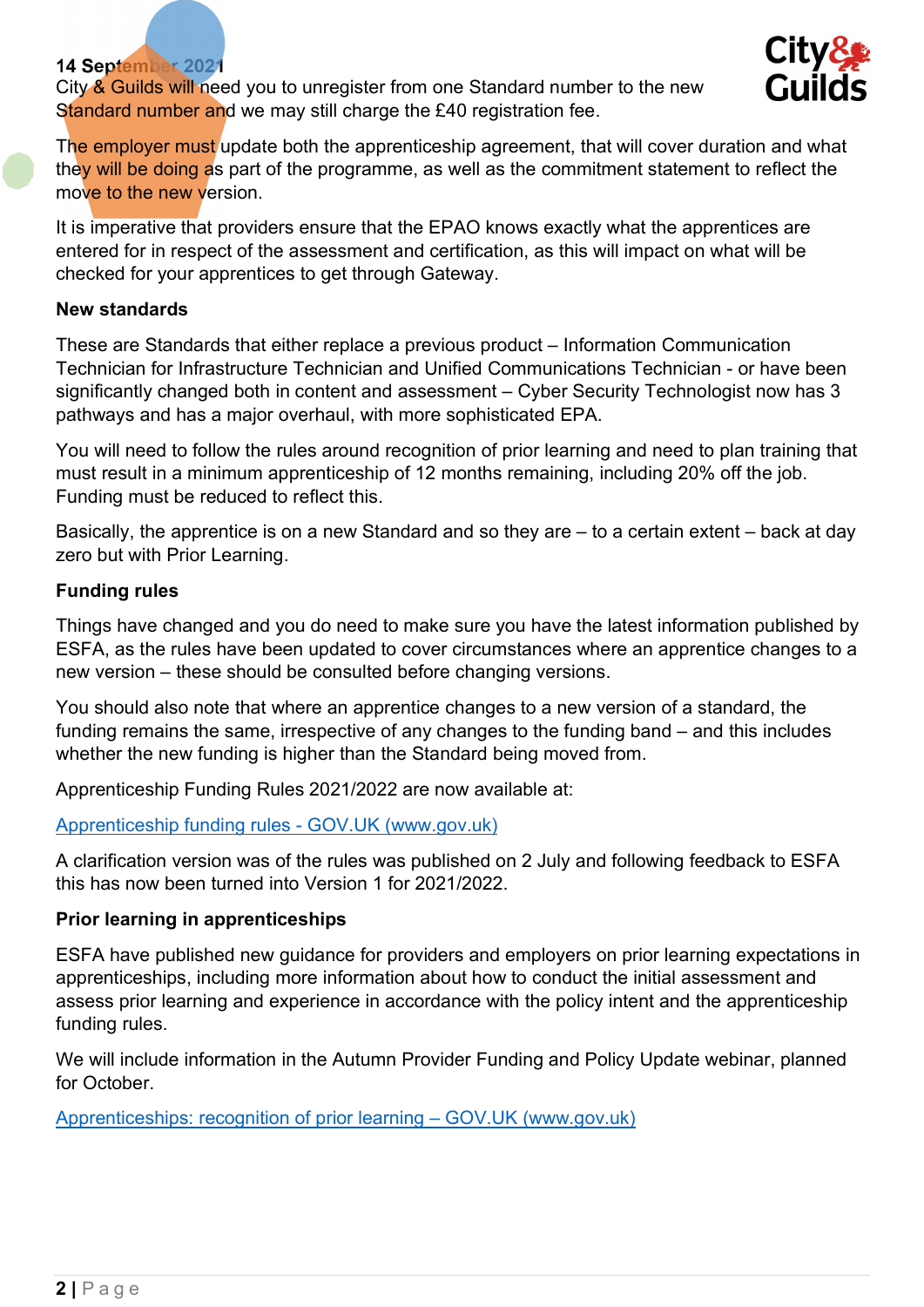**14 September 2021**

City & Guilds will need you to unregister from one Standard number to the new Standard number and we may still charge the £40 registration fee.

The employer must update both the apprenticeship agreement, that will cover duration and what they will be doing as part of the programme, as well as the commitment statement to reflect the move to the new version.

It is imperative that providers ensure that the EPAO knows exactly what the apprentices are entered for in respect of the assessment and certification, as this will impact on what will be checked for your apprentices to get through Gateway.

**New standards**

These are Standards that either replace a previous product – Information Communication Technician for Infrastructure Technician and Unified Communications Technician - or have been significantly changed both in content and assessment – Cyber Security Technologist now has 3 pathways and has a major overhaul, with more sophisticated EPA.

You will need to follow the rules around recognition of prior learning and need to plan training that must result in a minimum apprenticeship of 12 months remaining, including 20% off the job. Funding must be reduced to reflect this.

Basically, the apprentice is on a new Standard and so they are – to a certain extent – back at day zero but with Prior Learning.

**Funding rules**

Things have changed and you do need to make sure you have the latest information published by ESFA, as the rules have been updated to cover circumstances where an apprentice changes to a new version – these should be consulted before changing versions.

You should also note that where an apprentice changes to a new version of a standard, the funding remains the same, irrespective of any changes to the funding band – and this includes whether the new funding is higher than the Standard being moved from.

Apprenticeship Funding Rules 2021/2022 are now available at:

[Apprenticeship funding rules - GOV.UK (www.gov.uk)]

A clarification version was of the rules was published on 2 July and following feedback to ESFA this has now been turned into Version 1 for 2021/2022.

**Prior learning in apprenticeships**

ESFA have published new guidance for providers and employers on prior learning expectations in apprenticeships, including more information about how to conduct the initial assessment and assess prior learning and experience in accordance with the policy intent and the apprenticeship funding rules.

We will include information in the Autumn Provider Funding and Policy Update webinar, planned for October.

[Apprenticeships: recognition of prior learning – GOV.UK (www.gov.uk)]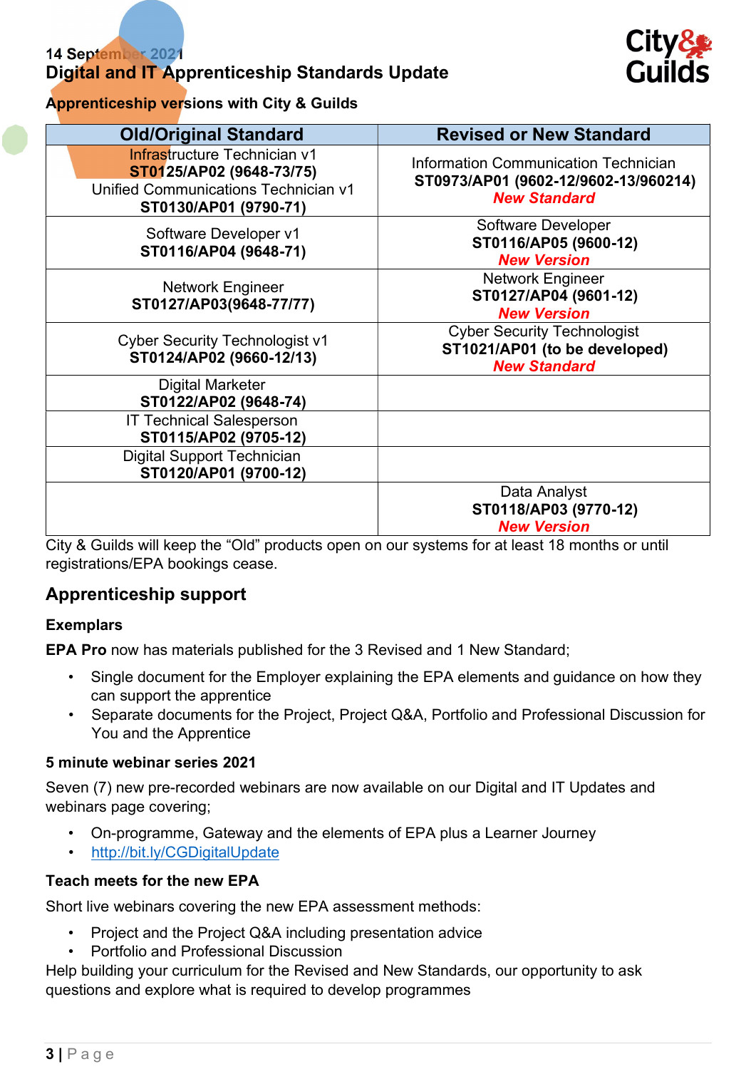14 September 2021

# Digital and IT Apprenticeship Standards Update

**Apprenticeship versions with City & Guilds**

| Old/Original Standard | Revised or New Standard |
|---|---|
| Infrastructure Technician v1 **ST0125/AP02 (9648-73/75)** Unified Communications Technician v1 **ST0130/AP01 (9790-71)** | Information Communication Technician **ST0973/AP01 (9602-12/9602-13/960214)** ***New Standard*** |
| Software Developer v1 **ST0116/AP04 (9648-71)** | Software Developer **ST0116/AP05 (9600-12)** ***New Version*** |
| Network Engineer **ST0127/AP03(9648-77/77)** | Network Engineer **ST0127/AP04 (9601-12)** ***New Version*** |
| Cyber Security Technologist v1 **ST0124/AP02 (9660-12/13)** | Cyber Security Technologist **ST1021/AP01 (to be developed)** ***New Standard*** |
| Digital Marketer **ST0122/AP02 (9648-74)** | |
| IT Technical Salesperson **ST0115/AP02 (9705-12)** | |
| Digital Support Technician **ST0120/AP01 (9700-12)** | |
| | Data Analyst **ST0118/AP03 (9770-12)** ***New Version*** |

City & Guilds will keep the "Old" products open on our systems for at least 18 months or until registrations/EPA bookings cease.

## Apprenticeship support

### Exemplars

**EPA Pro** now has materials published for the 3 Revised and 1 New Standard;

- Single document for the Employer explaining the EPA elements and guidance on how they can support the apprentice
- Separate documents for the Project, Project Q&A, Portfolio and Professional Discussion for You and the Apprentice

### 5 minute webinar series 2021

Seven (7) new pre-recorded webinars are now available on our Digital and IT Updates and webinars page covering;

- On-programme, Gateway and the elements of EPA plus a Learner Journey
- http://bit.ly/CGDigitalUpdate

### Teach meets for the new EPA

Short live webinars covering the new EPA assessment methods:

- Project and the Project Q&A including presentation advice
- Portfolio and Professional Discussion

Help building your curriculum for the Revised and New Standards, our opportunity to ask questions and explore what is required to develop programmes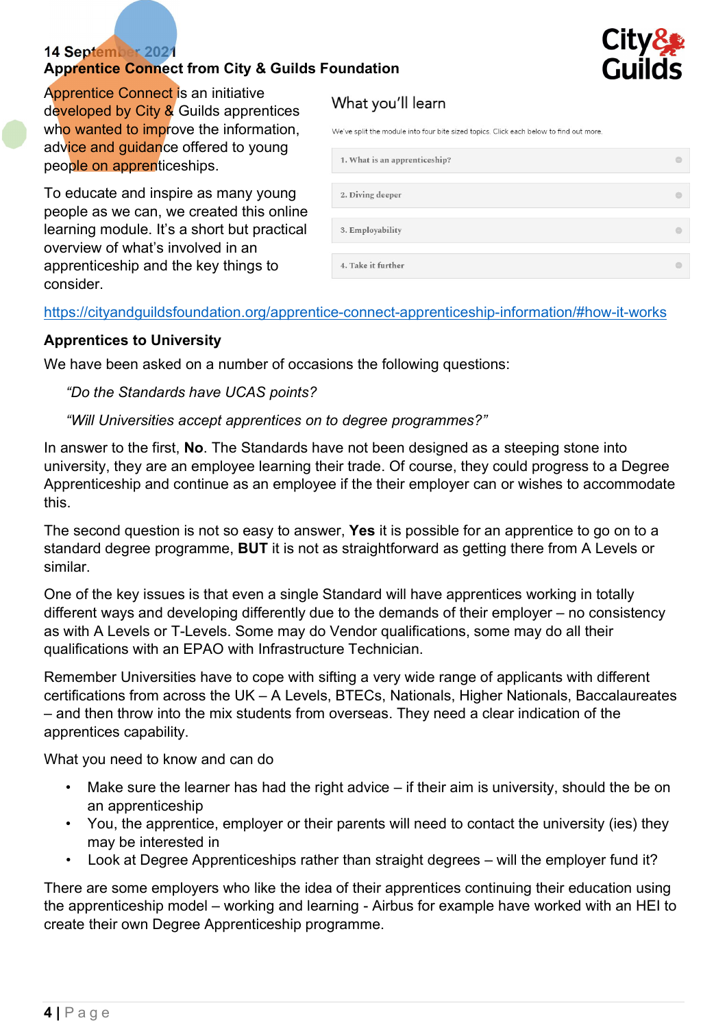14 September 2021

## Apprentice Connect from City & Guilds Foundation

Apprentice Connect is an initiative developed by City & Guilds apprentices who wanted to improve the information, advice and guidance offered to young people on apprenticeships.

To educate and inspire as many young people as we can, we created this online learning module. It's a short but practical overview of what's involved in an apprenticeship and the key things to consider.

What you'll learn

We've split the module into four bite sized topics. Click each below to find out more.

1. What is an apprenticeship?
2. Diving deeper
3. Employability
4. Take it further

https://cityandguildsfoundation.org/apprentice-connect-apprenticeship-information/#how-it-works

### Apprentices to University

We have been asked on a number of occasions the following questions:

> *"Do the Standards have UCAS points?*
>
> *"Will Universities accept apprentices on to degree programmes?"*

In answer to the first, **No**. The Standards have not been designed as a steeping stone into university, they are an employee learning their trade. Of course, they could progress to a Degree Apprenticeship and continue as an employee if the their employer can or wishes to accommodate this.

The second question is not so easy to answer, **Yes** it is possible for an apprentice to go on to a standard degree programme, **BUT** it is not as straightforward as getting there from A Levels or similar.

One of the key issues is that even a single Standard will have apprentices working in totally different ways and developing differently due to the demands of their employer – no consistency as with A Levels or T-Levels. Some may do Vendor qualifications, some may do all their qualifications with an EPAO with Infrastructure Technician.

Remember Universities have to cope with sifting a very wide range of applicants with different certifications from across the UK – A Levels, BTECs, Nationals, Higher Nationals, Baccalaureates – and then throw into the mix students from overseas. They need a clear indication of the apprentices capability.

What you need to know and can do

- Make sure the learner has had the right advice – if their aim is university, should the be on an apprenticeship
- You, the apprentice, employer or their parents will need to contact the university (ies) they may be interested in
- Look at Degree Apprenticeships rather than straight degrees – will the employer fund it?

There are some employers who like the idea of their apprentices continuing their education using the apprenticeship model – working and learning - Airbus for example have worked with an HEI to create their own Degree Apprenticeship programme.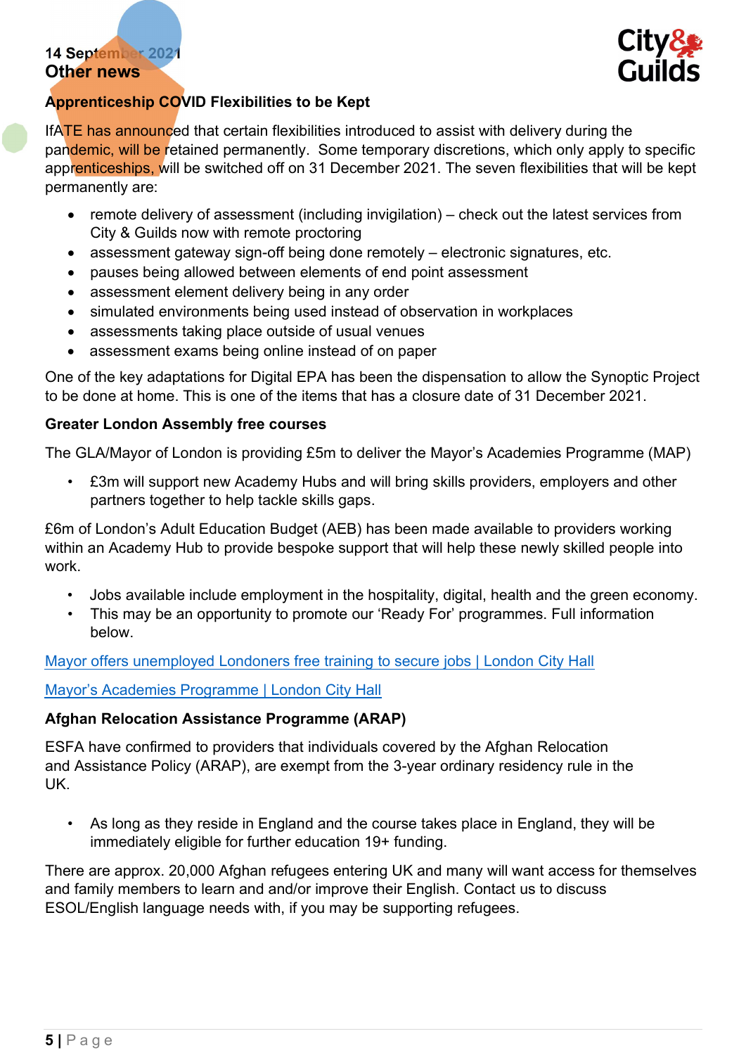14 September 2021

## Other news

### Apprenticeship COVID Flexibilities to be Kept

IfATE has announced that certain flexibilities introduced to assist with delivery during the pandemic, will be retained permanently. Some temporary discretions, which only apply to specific apprenticeships, will be switched off on 31 December 2021. The seven flexibilities that will be kept permanently are:

- remote delivery of assessment (including invigilation) – check out the latest services from City & Guilds now with remote proctoring
- assessment gateway sign-off being done remotely – electronic signatures, etc.
- pauses being allowed between elements of end point assessment
- assessment element delivery being in any order
- simulated environments being used instead of observation in workplaces
- assessments taking place outside of usual venues
- assessment exams being online instead of on paper

One of the key adaptations for Digital EPA has been the dispensation to allow the Synoptic Project to be done at home. This is one of the items that has a closure date of 31 December 2021.

### Greater London Assembly free courses

The GLA/Mayor of London is providing £5m to deliver the Mayor's Academies Programme (MAP)

- £3m will support new Academy Hubs and will bring skills providers, employers and other partners together to help tackle skills gaps.

£6m of London's Adult Education Budget (AEB) has been made available to providers working within an Academy Hub to provide bespoke support that will help these newly skilled people into work.

- Jobs available include employment in the hospitality, digital, health and the green economy.
- This may be an opportunity to promote our 'Ready For' programmes. Full information below.

Mayor offers unemployed Londoners free training to secure jobs | London City Hall

Mayor's Academies Programme | London City Hall

### Afghan Relocation Assistance Programme (ARAP)

ESFA have confirmed to providers that individuals covered by the Afghan Relocation and Assistance Policy (ARAP), are exempt from the 3-year ordinary residency rule in the UK.

- As long as they reside in England and the course takes place in England, they will be immediately eligible for further education 19+ funding.

There are approx. 20,000 Afghan refugees entering UK and many will want access for themselves and family members to learn and/or improve their English. Contact us to discuss ESOL/English language needs with, if you may be supporting refugees.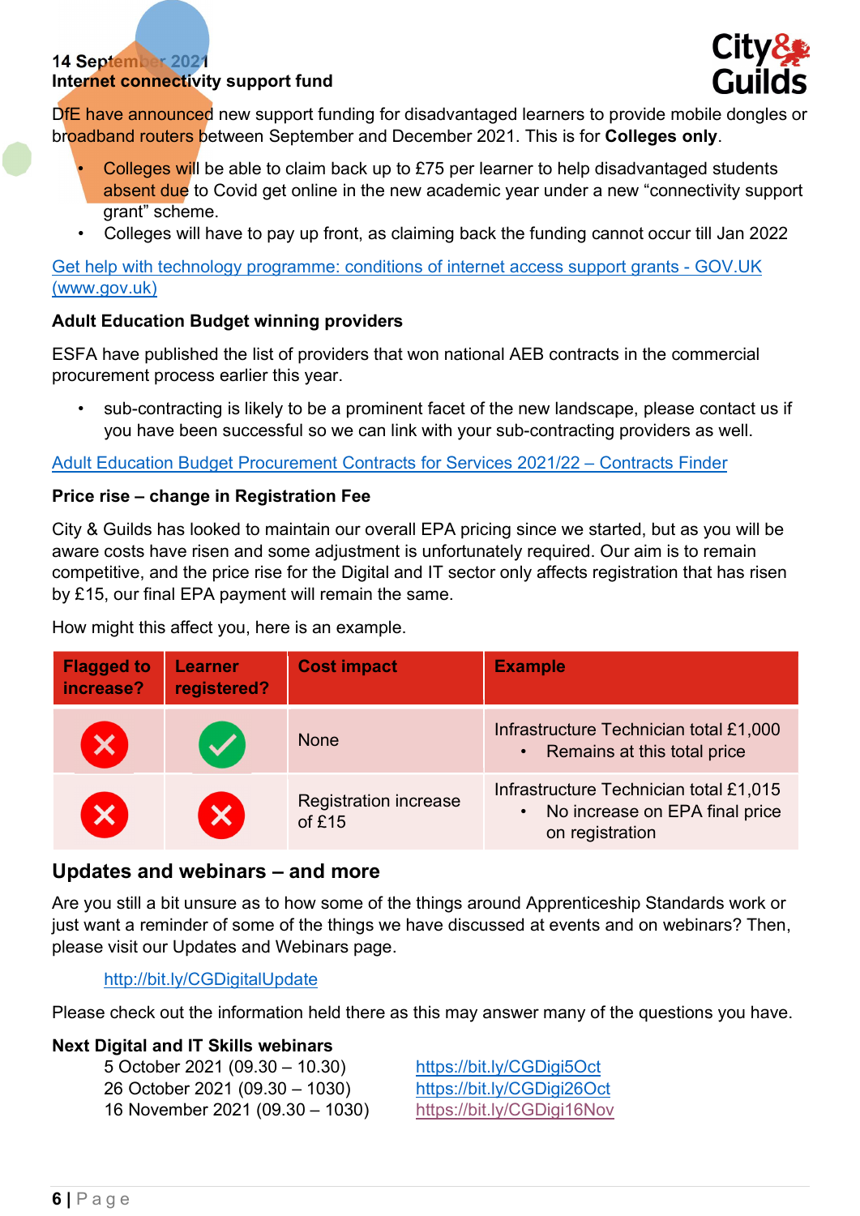**14 September 2021**

**Internet connectivity support fund**

DfE have announced new support funding for disadvantaged learners to provide mobile dongles or broadband routers between September and December 2021. This is for **Colleges only**.

- Colleges will be able to claim back up to £75 per learner to help disadvantaged students absent due to Covid get online in the new academic year under a new "connectivity support grant" scheme.
- Colleges will have to pay up front, as claiming back the funding cannot occur till Jan 2022

Get help with technology programme: conditions of internet access support grants - GOV.UK (www.gov.uk)

**Adult Education Budget winning providers**

ESFA have published the list of providers that won national AEB contracts in the commercial procurement process earlier this year.

- sub-contracting is likely to be a prominent facet of the new landscape, please contact us if you have been successful so we can link with your sub-contracting providers as well.

Adult Education Budget Procurement Contracts for Services 2021/22 – Contracts Finder

**Price rise – change in Registration Fee**

City & Guilds has looked to maintain our overall EPA pricing since we started, but as you will be aware costs have risen and some adjustment is unfortunately required. Our aim is to remain competitive, and the price rise for the Digital and IT sector only affects registration that has risen by £15, our final EPA payment will remain the same.

How might this affect you, here is an example.

| Flagged to increase? | Learner registered? | Cost impact | Example |
|---|---|---|---|
| ✗ | ✓ | None | Infrastructure Technician total £1,000<br>• Remains at this total price |
| ✗ | ✗ | Registration increase of £15 | Infrastructure Technician total £1,015<br>• No increase on EPA final price on registration |

## Updates and webinars – and more

Are you still a bit unsure as to how some of the things around Apprenticeship Standards work or just want a reminder of some of the things we have discussed at events and on webinars? Then, please visit our Updates and Webinars page.

http://bit.ly/CGDigitalUpdate

Please check out the information held there as this may answer many of the questions you have.

**Next Digital and IT Skills webinars**

5 October 2021 (09.30 – 10.30) https://bit.ly/CGDigi5Oct
26 October 2021 (09.30 – 1030) https://bit.ly/CGDigi26Oct
16 November 2021 (09.30 – 1030) https://bit.ly/CGDigi16Nov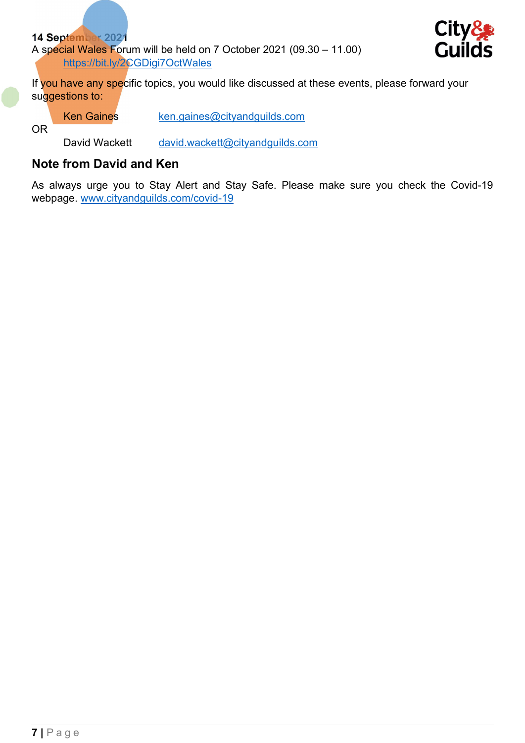**14 September 2021**

A special Wales Forum will be held on 7 October 2021 (09.30 – 11.00)

https://bit.ly/2CGDigi7OctWales

If you have any specific topics, you would like discussed at these events, please forward your suggestions to:

Ken Gaines ken.gaines@cityandguilds.com

OR

David Wackett david.wackett@cityandguilds.com

## Note from David and Ken

As always urge you to Stay Alert and Stay Safe. Please make sure you check the Covid-19 webpage. www.cityandguilds.com/covid-19